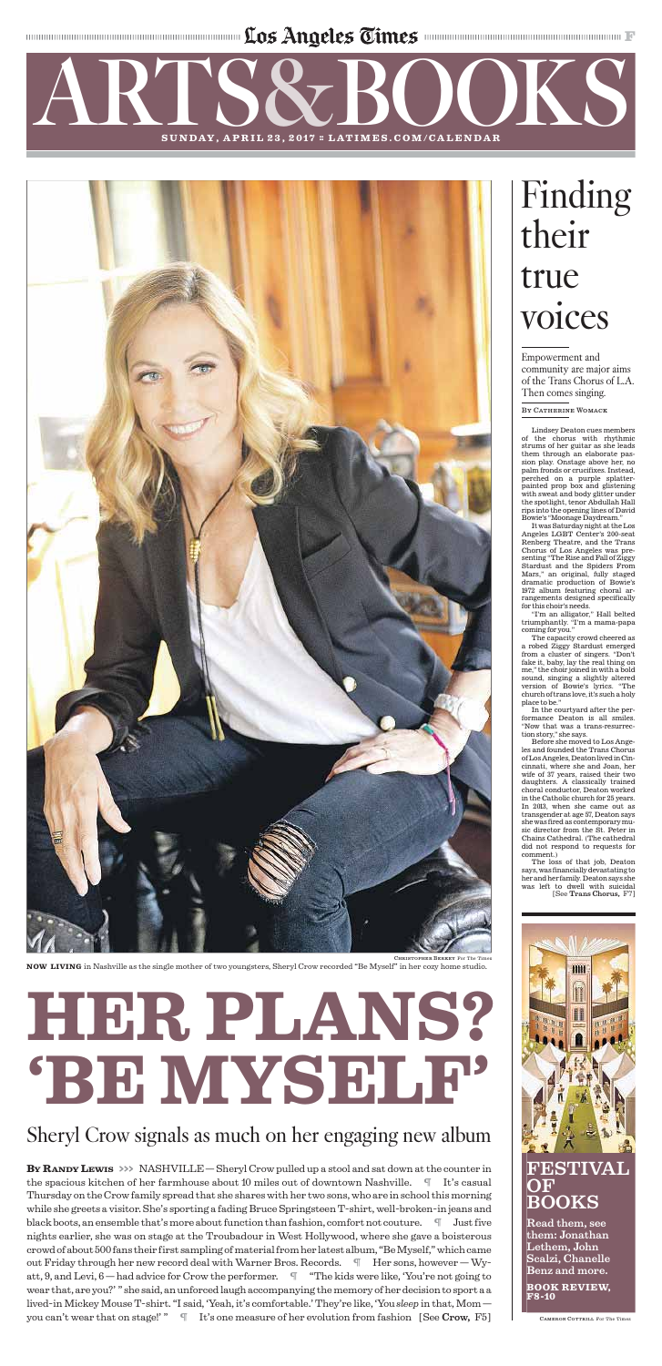# ARTS&BOOKS

SUNDAY, APRIL 23, 2017 ■ LATIMES.COM/CALENDAR

Christopher Berkey For The Times

**NOW LIVING** in Nashville as the single mother of two youngsters, Sheryl Crow recorded "Be Myself" in her cozy home studio.

# HER PLANS? 'BE MYSELF'

## Sheryl Crow signals as much on her engaging new album

**By Randy Lewis** >>> NASHVILLE — Sheryl Crow pulled up a stool and sat down at the counter in the spacious kitchen of her farmhouse about 10 miles out of downtown Nashville. ¶ It's casual Thursday on the Crow family spread that she shares with her two sons, who are in school this morning while she greets a visitor. She's sporting a fading Bruce Springsteen T-shirt, well-broken-in jeans and black boots, an ensemble that's more about function than fashion, comfort not couture. ¶ Just five nights earlier, she was on stage at the Troubadour in West Hollywood, where she gave a boisterous crowd of about 500 fans their first sampling of material from her latest album, "Be Myself," which came out Friday through her new record deal with Warner Bros. Records. ¶ Her sons, however — Wyatt, 9, and Levi, 6 — had advice for Crow the performer. ¶ "The kids were like, 'You're not going to wear that, are you?' " she said, an unforced laugh accompanying the memory of her decision to sport a a lived-in Mickey Mouse T-shirt. "I said, 'Yeah, it's comfortable.' They're like, 'You *sleep* in that, Mom — you can't wear that on stage!' " ¶ It's one measure of her evolution from fashion [See **Crow,** F5]

# Finding their true voices

Empowerment and community are major aims of the Trans Chorus of L.A. Then comes singing.

By Catherine Womack

Lindsey Deaton cues members of the chorus with rhythmic strums of her guitar as she leads them through an elaborate passion play. Onstage above her, no palm fronds or crucifixes. Instead, perched on a purple splatter-painted prop box and glistening with sweat and body glitter under the spotlight, tenor Abdullah Hall rips into the opening lines of David Bowie's "Moonage Daydream."

It was Saturday night at the Los Angeles LGBT Center's 200-seat Renberg Theatre, and the Trans Chorus of Los Angeles was presenting "The Rise and Fall of Ziggy Stardust and the Spiders From Mars," an original, fully staged dramatic production of Bowie's 1972 album featuring choral arrangements designed specifically for this choir's needs.

"I'm an alligator," Hall belted triumphantly. "I'm a mama-papa coming for you."

The capacity crowd cheered as a robed Ziggy Stardust emerged from a cluster of singers. "Don't fake it, baby, lay the real thing on me," the choir joined in with a bold sound, singing a slightly altered version of Bowie's lyrics. "The church of trans love, it's such a holy place to be."

In the courtyard after the performance Deaton is all smiles. "Now that was a trans-resurrection story," she says.

Before she moved to Los Angeles and founded the Trans Chorus of Los Angeles, Deaton lived in Cincinnati, where she and Joan, her wife of 37 years, raised their two daughters. A classically trained choral conductor, Deaton worked in the Catholic church for 25 years. In 2013, when she came out as transgender at age 57, Deaton says she was fired as contemporary music director from the St. Peter in Chains Cathedral. (The cathedral did not respond to requests for comment.)

The loss of that job, Deaton says, was financially devastating to her and her family. Deaton says she was left to dwell with suicidal [See **Trans Chorus,** F7]

## FESTIVAL OF BOOKS

Read them, see them: Jonathan Lethem, John Scalzi, Chanelle Benz and more.

**BOOK REVIEW, F8-10**

Cameron Cottrill For The Times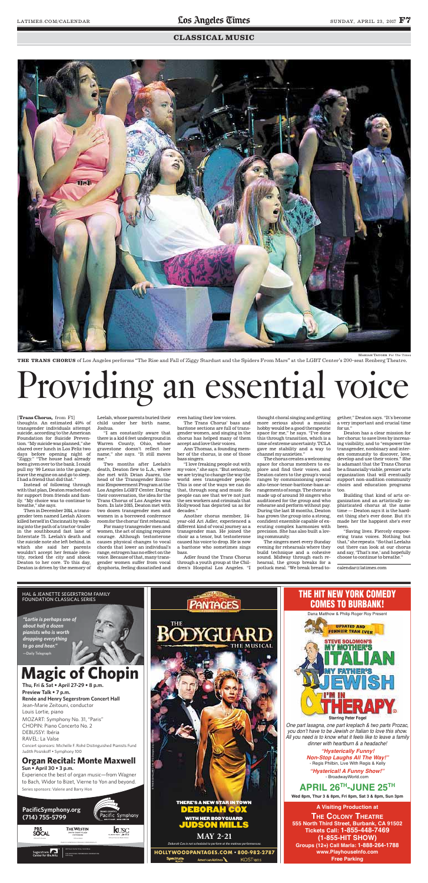CLASSICAL MUSIC

Mariah Tauger For The Times

**THE TRANS CHORUS** of Los Angeles performs "The Rise and Fall of Ziggy Stardust and the Spiders From Mars" at the LGBT Center's 200-seat Renberg Theatre.

# Providing an essential voice

[**Trans Chorus,** from F1]

thoughts. An estimated 40% of transgender individuals attempt suicide, according to the American Foundation for Suicide Prevention. "My suicide was planned," she shared over lunch in Los Feliz two days before opening night of "Ziggy." "The house had already been given over to the bank. I could pull my '99 Lexus into the garage, leave the engine on and go to sleep. I had a friend that did that."

Instead of following through with that plan, Deaton reached out for support from friends and family. "My choice was to continue to breathe," she says.

Then in December 2014, a transgender teen named Leelah Alcorn killed herself in Cincinnati by walking into the path of a tractor-trailer in the southbound fast lane of Interstate 75. Leelah's death and the suicide note she left behind, in which she said her parents wouldn't accept her female identity, rocked the city and shook Deaton to her core. To this day, Deaton is driven by the memory of Leelah, whose parents buried their child under her birth name, Joshua.

"I am constantly aware that there is a kid 6 feet underground in Warren County, Ohio, whose gravestone doesn't reflect her name," she says. "It still moves me."

Two months after Leelah's death, Deaton flew to L.A., where she met with Drian Juarez, the head of the Transgender Economic Empowerment Program at the Los Angeles LGBT Center. During their conversation, the idea for the Trans Chorus of Los Angeles was born. In late 2015, Deaton met with two dozen transgender men and women in a borrowed conference room for the chorus' first rehearsal.

For many transgender men and women, the act of singing requires courage. Although testosterone causes physical changes to vocal chords that lower an individual's range, estrogen has no effect on the voice. Because of that, many transgender women suffer from vocal dysphoria, feeling dissatisfied and even hating their low voices.

The Trans Chorus' bass and baritone sections are full of transgender women, and singing in the chorus has helped many of them accept and love their voices.

Ann Thomas, a founding member of the chorus, is one of those bass singers.

"I love freaking people out with my voice," she says. "But seriously, we are trying to change the way the world sees transgender people. This is one of the ways we can do that, through song and music. So people can see that we're not just the sex workers and criminals that Hollywood has depicted us as for decades."

Another chorus member, 24-year-old Ari Adler, experienced a different kind of vocal journey as a transgender man. He joined the choir as a tenor, but testosterone caused his voice to drop. He is now a baritone who sometimes sings bass.

Adler found the Trans Chorus through a youth group at the Children's Hospital Los Angeles. "I thought choral singing and getting more serious about a musical hobby would be a good therapeutic space for me," he says. "I've done this through transition, which is a time of extreme uncertainty. TCLA gave me stability and a way to channel my anxieties."

The chorus creates a welcoming space for chorus members to explore and find their voices, and Deaton caters to the group's vocal ranges by commissioning special alto-tenor-tenor-baritone-bass arrangements of songs. The chorus is made up of around 30 singers who auditioned for the group and who rehearse and perform without pay. During the last 18 months, Deaton has grown the group into a strong, confident ensemble capable of executing complex harmonies with precision. She has also built a loving community.

The singers meet every Sunday evening for rehearsals where they build technique and a cohesive sound. Midway through each rehearsal, the group breaks for a potluck meal. "We break bread together," Deaton says. "It's become a very important and crucial time for us."

Deaton has a clear mission for her chorus: to save lives by increasing visibility, and to "empower the transgender, nonbinary and intersex community to discover, love, develop and use their voices." She is adamant that the Trans Chorus be a financially viable, premier arts organization that will eventually support non-audition community choirs and education programs too.

Building that kind of arts organization and an artistically sophisticated chorus at the same time — Deaton says it is the hardest thing she's ever done. But it's made her the happiest she's ever been.

"Saving lives. Fiercely empowering trans voices. Nothing but that," she repeats. "So that Leelahs out there can look at our chorus and say, 'That's me,' and hopefully choose to continue to breathe."

calendar@latimes.com

---

HAL & JEANETTE SEGERSTROM FAMILY FOUNDATION CLASSICAL SERIES

*"Lortie is perhaps one of about half a dozen pianists who is worth dropping everything to go and hear."* —Daily Telegraph

## Magic of Chopin

**Thu, Fri & Sat • April 27-29 • 8 p.m.**
**Preview Talk • 7 p.m.**
**Renée and Henry Segerstrom Concert Hall**
Jean-Marie Zeitouni, conductor
Louis Lortie, piano
MOZART: Symphony No. 31, "Paris"
CHOPIN: Piano Concerto No. 2
DEBUSSY: Ibéria
RAVEL: La Valse
Concert sponsors: Michelle F. Rohé Distinguished Pianists Fund
Judith Posnikoff • Symphony 100

## Organ Recital: Monte Maxwell

**Sun • April 30 • 3 p.m.**
Experience the best of organ music—from Wagner to Bach, Widor to Bizet, Vierne to Yon and beyond.
Series sponsors: Valerie and Barry Hon

**PacificSymphony.org (714) 755-5799**

Pacific Symphony • PBS SoCaL • The Westin • KUSC • Segerstrom Center for the Arts

---

PANTAGES

THE BODYGUARD THE MUSICAL

THERE'S A NEW STAR IN TOWN
DEBORAH COX
WITH HER BODYGUARD
JUDSON MILLS

**MAY 2-21**

*Deborah Cox is not scheduled to perform at the matinee performances.*

HOLLYWOODPANTAGES.COM • 800-982-2787

Spectrum • American Airlines • KOST 103.5

---

## THE HIT NEW YORK COMEDY COMES TO BURBANK!

Dana Matthew & Philip Roger Roy Present

UPDATED AND FUNNIER THAN EVER

STEVE SOLOMON'S MY MOTHER'S ITALIAN MY FATHER'S JEWISH & I'M IN THERAPY.

Starring Peter Fogel

*One part lasagna, one part kreplach & two parts Prozac, you don't have to be Jewish or Italian to love this show. All you need is to know what it feels like to leave a family dinner with heartburn & a headache!*

***"Hysterically Funny! Non-Stop Laughs All The Way!"***
- Regis Philbin, Live With Regis & Kelly

***"Hysterical! A Funny Show!"***
- BroadwayWorld.com

## APRIL 26TH-JUNE 25TH

**Wed 8pm, Thur 3 & 8pm, Fri 8pm, Sat 3 & 8pm, Sun 3pm**

**A Visiting Production at**
**THE COLONY THEATRE**
**555 North Third Street, Burbank, CA 91502**
**Tickets Call: 1-855-448-7469 (1-855-HIT SHOW)**
**Groups (12+) Call Maria: 1-888-264-1788**
**www.PlayhouseInfo.com**
**Free Parking**